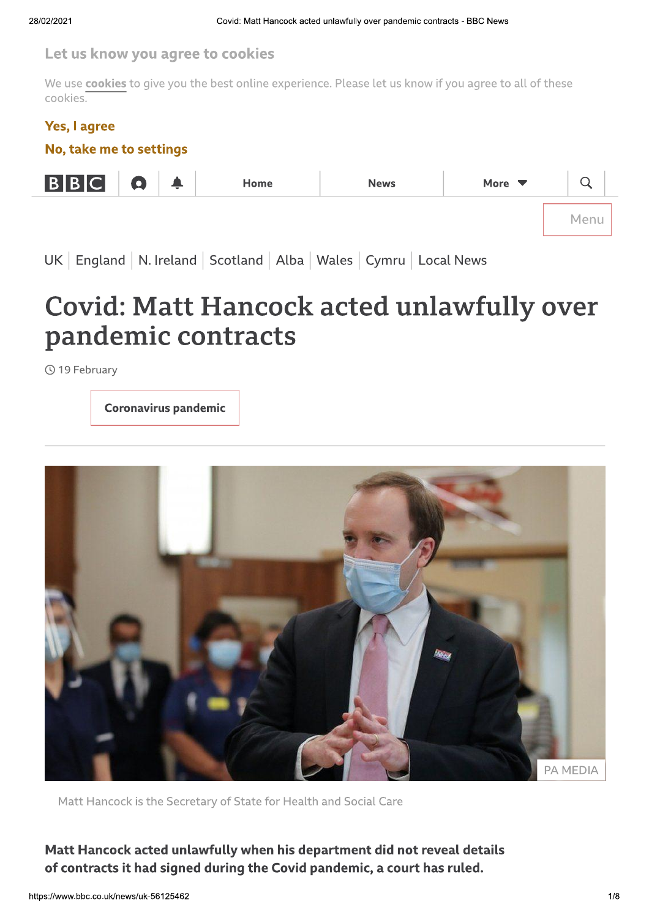Let us know you agree to cookies

We use cookies to give you the best online experience. Please let us know if you agree to all of these cookies.

Yes, I agree

No, take me to settings

Home | News | More

Menu

UK | England | N. Ireland | Scotland | Alba | Wales | Cymru | Local News

# Covid: Matt Hancock acted unlawfully over pandemic contracts

19 February

Coronavirus pandemic

PA MEDIA

Matt Hancock is the Secretary of State for Health and Social Care

**Matt Hancock acted unlawfully when his department did not reveal details of contracts it had signed during the Covid pandemic, a court has ruled.**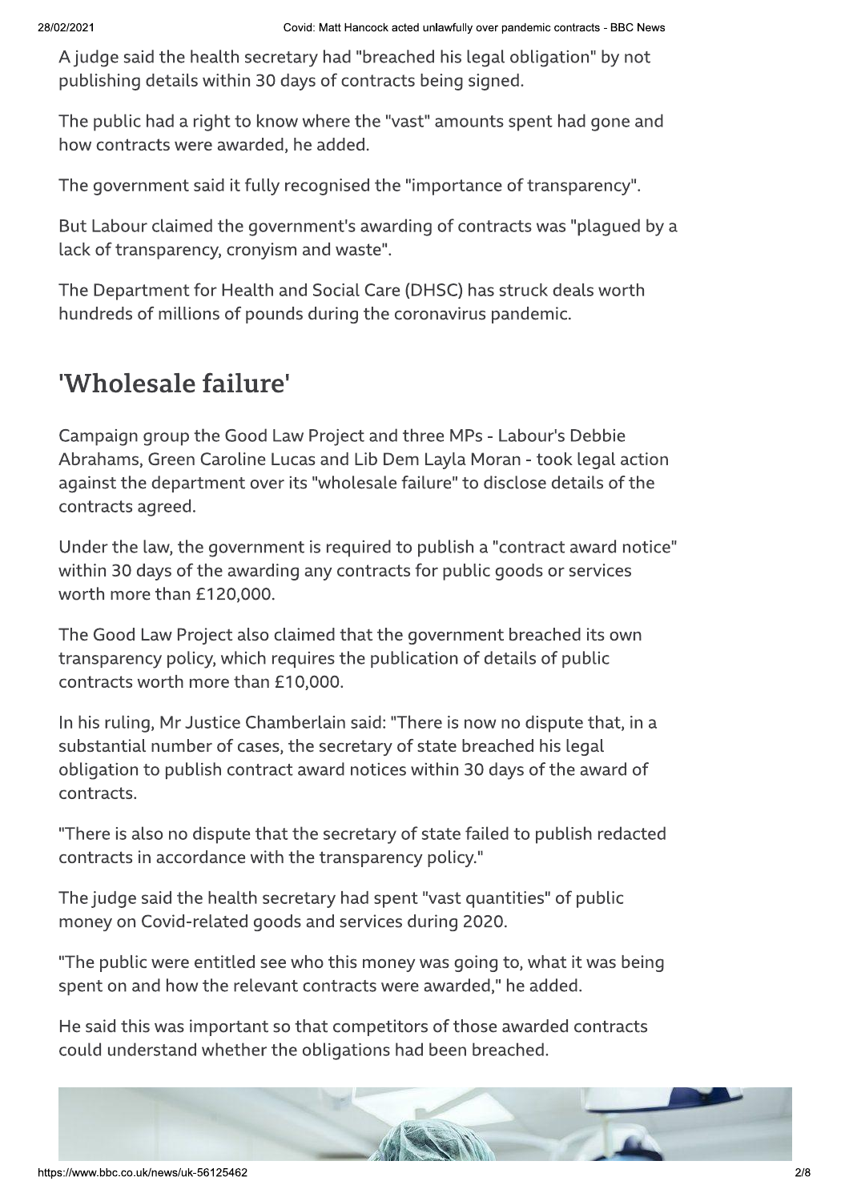A judge said the health secretary had "breached his legal obligation" by not publishing details within 30 days of contracts being signed.

The public had a right to know where the "vast" amounts spent had gone and how contracts were awarded, he added.

The government said it fully recognised the "importance of transparency".

But Labour claimed the government's awarding of contracts was "plagued by a lack of transparency, cronyism and waste".

The Department for Health and Social Care (DHSC) has struck deals worth hundreds of millions of pounds during the coronavirus pandemic.

## 'Wholesale failure'

Campaign group the Good Law Project and three MPs - Labour's Debbie Abrahams, Green Caroline Lucas and Lib Dem Layla Moran - took legal action against the department over its "wholesale failure" to disclose details of the contracts agreed.

Under the law, the government is required to publish a "contract award notice" within 30 days of the awarding any contracts for public goods or services worth more than £120,000.

The Good Law Project also claimed that the government breached its own transparency policy, which requires the publication of details of public contracts worth more than £10,000.

In his ruling, Mr Justice Chamberlain said: "There is now no dispute that, in a substantial number of cases, the secretary of state breached his legal obligation to publish contract award notices within 30 days of the award of contracts.

"There is also no dispute that the secretary of state failed to publish redacted contracts in accordance with the transparency policy."

The judge said the health secretary had spent "vast quantities" of public money on Covid-related goods and services during 2020.

"The public were entitled see who this money was going to, what it was being spent on and how the relevant contracts were awarded," he added.

He said this was important so that competitors of those awarded contracts could understand whether the obligations had been breached.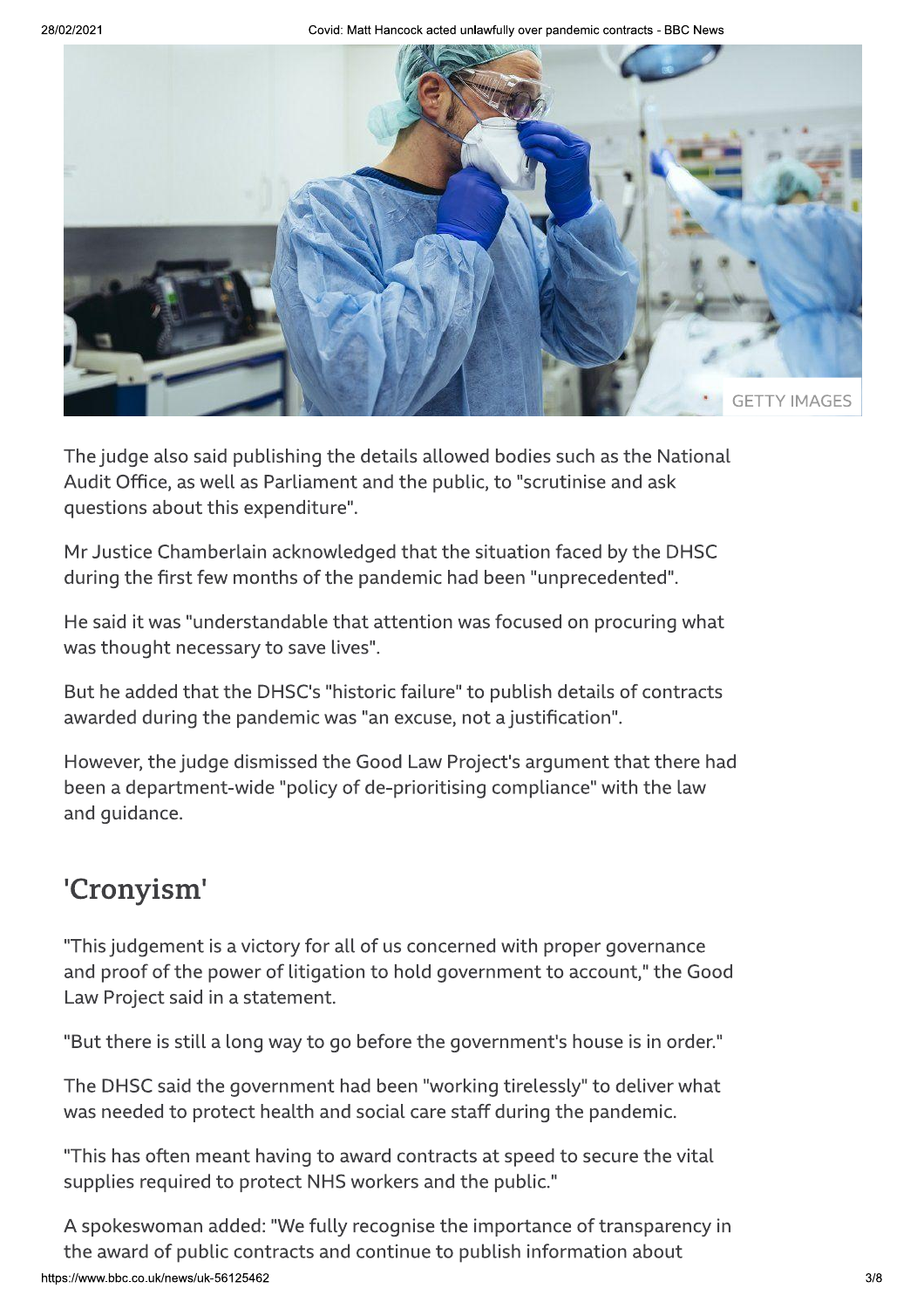GETTY IMAGES

The judge also said publishing the details allowed bodies such as the National Audit Office, as well as Parliament and the public, to "scrutinise and ask questions about this expenditure".

Mr Justice Chamberlain acknowledged that the situation faced by the DHSC during the first few months of the pandemic had been "unprecedented".

He said it was "understandable that attention was focused on procuring what was thought necessary to save lives".

But he added that the DHSC's "historic failure" to publish details of contracts awarded during the pandemic was "an excuse, not a justification".

However, the judge dismissed the Good Law Project's argument that there had been a department-wide "policy of de-prioritising compliance" with the law and guidance.

## 'Cronyism'

"This judgement is a victory for all of us concerned with proper governance and proof of the power of litigation to hold government to account," the Good Law Project said in a statement.

"But there is still a long way to go before the government's house is in order."

The DHSC said the government had been "working tirelessly" to deliver what was needed to protect health and social care staff during the pandemic.

"This has often meant having to award contracts at speed to secure the vital supplies required to protect NHS workers and the public."

A spokeswoman added: "We fully recognise the importance of transparency in the award of public contracts and continue to publish information about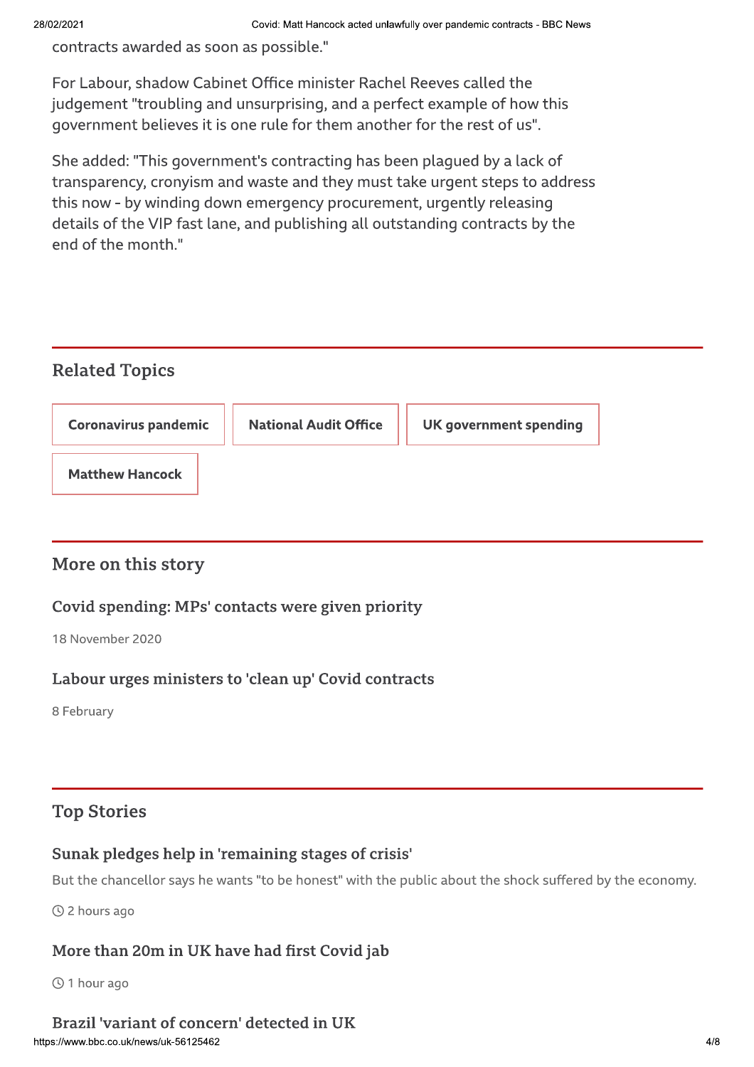contracts awarded as soon as possible."

For Labour, shadow Cabinet Office minister Rachel Reeves called the judgement "troubling and unsurprising, and a perfect example of how this government believes it is one rule for them another for the rest of us".

She added: "This government's contracting has been plagued by a lack of transparency, cronyism and waste and they must take urgent steps to address this now - by winding down emergency procurement, urgently releasing details of the VIP fast lane, and publishing all outstanding contracts by the end of the month."

## Related Topics

- Coronavirus pandemic
- National Audit Office
- UK government spending
- Matthew Hancock

## More on this story

### Covid spending: MPs' contacts were given priority

18 November 2020

### Labour urges ministers to 'clean up' Covid contracts

8 February

## Top Stories

### Sunak pledges help in 'remaining stages of crisis'

But the chancellor says he wants "to be honest" with the public about the shock suffered by the economy.

2 hours ago

### More than 20m in UK have had first Covid jab

1 hour ago

### Brazil 'variant of concern' detected in UK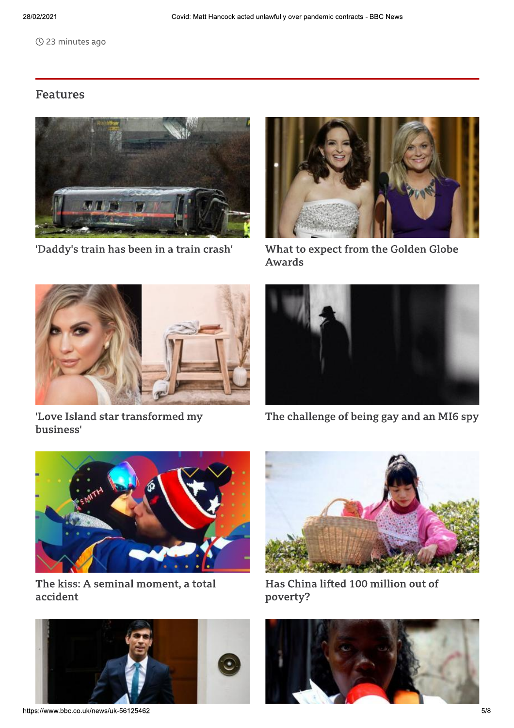23 minutes ago

## Features

'Daddy's train has been in a train crash'

What to expect from the Golden Globe Awards

'Love Island star transformed my business'

The challenge of being gay and an MI6 spy

The kiss: A seminal moment, a total accident

Has China lifted 100 million out of poverty?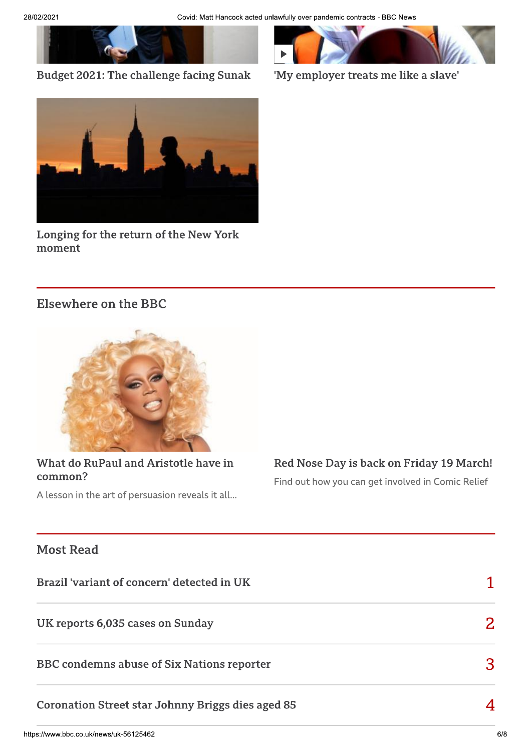Budget 2021: The challenge facing Sunak

'My employer treats me like a slave'

Longing for the return of the New York moment

## Elsewhere on the BBC

What do RuPaul and Aristotle have in common?

A lesson in the art of persuasion reveals it all...

Red Nose Day is back on Friday 19 March!

Find out how you can get involved in Comic Relief

## Most Read

1. Brazil 'variant of concern' detected in UK
2. UK reports 6,035 cases on Sunday
3. BBC condemns abuse of Six Nations reporter
4. Coronation Street star Johnny Briggs dies aged 85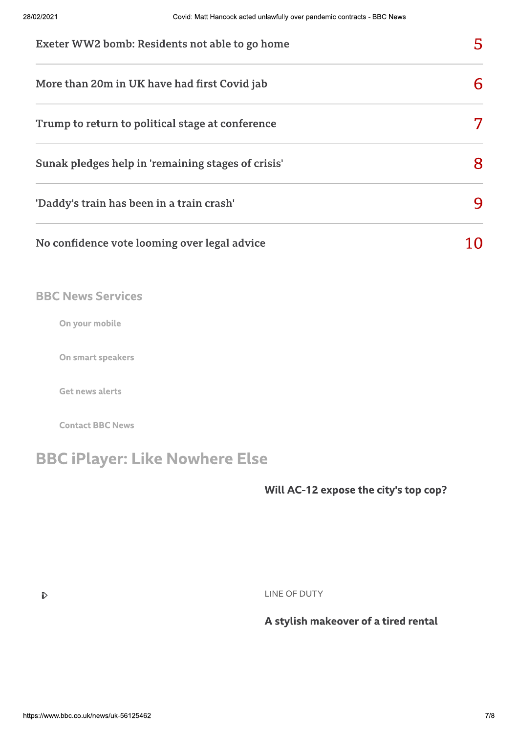Exeter WW2 bomb: Residents not able to go home 5

More than 20m in UK have had first Covid jab 6

Trump to return to political stage at conference 7

Sunak pledges help in 'remaining stages of crisis' 8

'Daddy's train has been in a train crash' 9

No confidence vote looming over legal advice 10

## BBC News Services

- On your mobile
- On smart speakers
- Get news alerts
- Contact BBC News

## BBC iPlayer: Like Nowhere Else

**Will AC-12 expose the city's top cop?**

LINE OF DUTY

**A stylish makeover of a tired rental**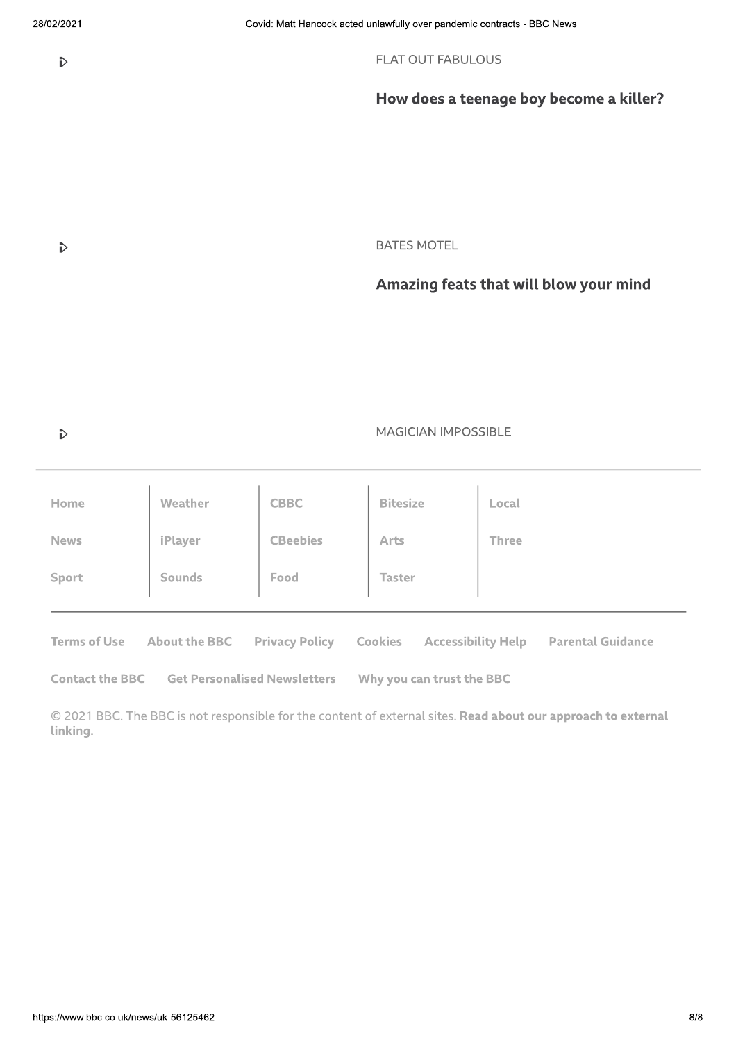FLAT OUT FABULOUS

**How does a teenage boy become a killer?**

BATES MOTEL

**Amazing feats that will blow your mind**

MAGICIAN IMPOSSIBLE

Home | Weather | CBBC | Bitesize | Local
News | iPlayer | CBeebies | Arts | Three
Sport | Sounds | Food | Taster

Terms of Use | About the BBC | Privacy Policy | Cookies | Accessibility Help | Parental Guidance

Contact the BBC | Get Personalised Newsletters | Why you can trust the BBC

© 2021 BBC. The BBC is not responsible for the content of external sites. **Read about our approach to external linking.**